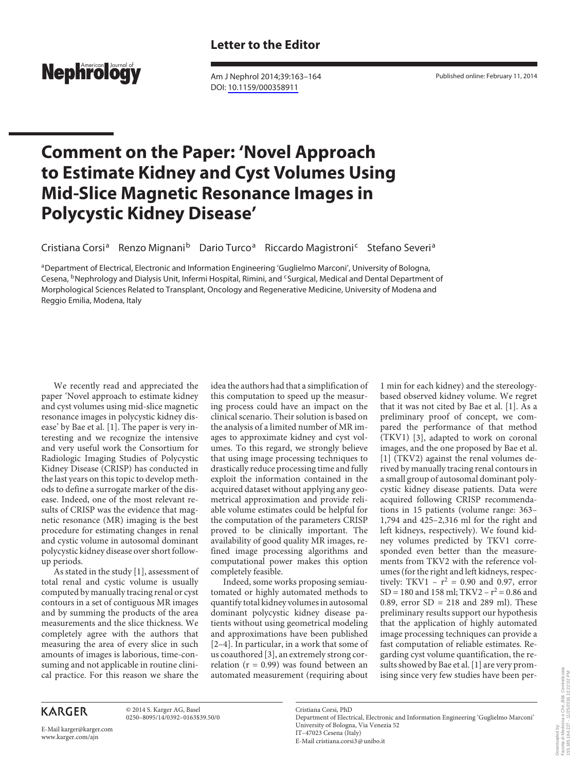**Letter to the Editor**

Published online: February 11, 2014

# Comment on the Paper: 'Novel Approach to Estimate Kidney and Cyst Volumes Using Mid-Slice Magnetic Resonance Images in Polycystic Kidney Disease'

Cristiana Corsi[a] Renzo Mignani[b] Dario Turco[a] Riccardo Magistroni[c] Stefano Severi[a]

[a]Department of Electrical, Electronic and Information Engineering 'Guglielmo Marconi', University of Bologna, Cesena, [b]Nephrology and Dialysis Unit, Infermi Hospital, Rimini, and [c]Surgical, Medical and Dental Department of Morphological Sciences Related to Transplant, Oncology and Regenerative Medicine, University of Modena and Reggio Emilia, Modena, Italy

We recently read and appreciated the paper 'Novel approach to estimate kidney and cyst volumes using mid-slice magnetic resonance images in polycystic kidney disease' by Bae et al. [1]. The paper is very interesting and we recognize the intensive and very useful work the Consortium for Radiologic Imaging Studies of Polycystic Kidney Disease (CRISP) has conducted in the last years on this topic to develop methods to define a surrogate marker of the disease. Indeed, one of the most relevant results of CRISP was the evidence that magnetic resonance (MR) imaging is the best procedure for estimating changes in renal and cystic volume in autosomal dominant polycystic kidney disease over short follow-up periods.

As stated in the study [1], assessment of total renal and cystic volume is usually computed by manually tracing renal or cyst contours in a set of contiguous MR images and by summing the products of the area measurements and the slice thickness. We completely agree with the authors that measuring the area of every slice in such amounts of images is laborious, time-consuming and not applicable in routine clinical practice. For this reason we share the idea the authors had that a simplification of this computation to speed up the measuring process could have an impact on the clinical scenario. Their solution is based on the analysis of a limited number of MR images to approximate kidney and cyst volumes. To this regard, we strongly believe that using image processing techniques to drastically reduce processing time and fully exploit the information contained in the acquired dataset without applying any geometrical approximation and provide reliable volume estimates could be helpful for the computation of the parameters CRISP proved to be clinically important. The availability of good quality MR images, refined image processing algorithms and computational power makes this option completely feasible.

Indeed, some works proposing semiautomated or highly automated methods to quantify total kidney volumes in autosomal dominant polycystic kidney disease patients without using geometrical modeling and approximations have been published [2–4]. In particular, in a work that some of us coauthored [3], an extremely strong correlation ($r = 0.99$) was found between an automated measurement (requiring about 1 min for each kidney) and the stereology-based observed kidney volume. We regret that it was not cited by Bae et al. [1]. As a preliminary proof of concept, we compared the performance of that method (TKV1) [3], adapted to work on coronal images, and the one proposed by Bae et al. [1] (TKV2) against the renal volumes derived by manually tracing renal contours in a small group of autosomal dominant polycystic kidney disease patients. Data were acquired following CRISP recommendations in 15 patients (volume range: 363–1,794 and 425–2,316 ml for the right and left kidneys, respectively). We found kidney volumes predicted by TKV1 corresponded even better than the measurements from TKV2 with the reference volumes (for the right and left kidneys, respectively: TKV1 – $r^2 = 0.90$ and 0.97, error SD = 180 and 158 ml; TKV2 – $r^2 = 0.86$ and 0.89, error SD = 218 and 289 ml). These preliminary results support our hypothesis that the application of highly automated image processing techniques can provide a fast computation of reliable estimates. Regarding cyst volume quantification, the results showed by Bae et al. [1] are very promising since very few studies have been per-

© 2014 S. Karger AG, Basel
0250–8095/14/0392–0163$39.50/0

E-Mail karger@karger.com
www.karger.com/ajn

Cristiana Corsi, PhD
Department of Electrical, Electronic and Information Engineering 'Guglielmo Marconi'
University of Bologna, Via Venezia 52
IT–47023 Cesena (Italy)
E-Mail cristiana.corsi3@unibo.it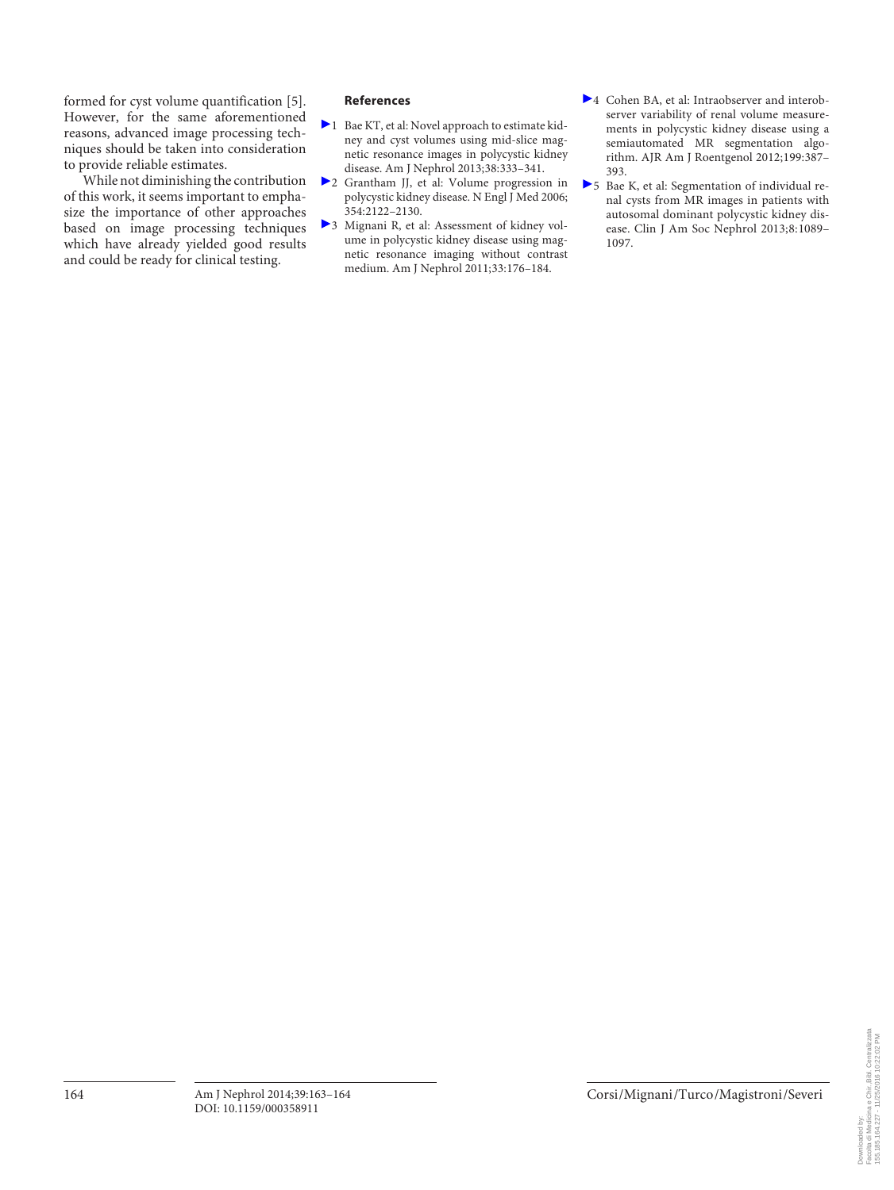formed for cyst volume quantification [5]. However, for the same aforementioned reasons, advanced image processing techniques should be taken into consideration to provide reliable estimates.

While not diminishing the contribution of this work, it seems important to emphasize the importance of other approaches based on image processing techniques which have already yielded good results and could be ready for clinical testing.

## References

1. Bae KT, et al: Novel approach to estimate kidney and cyst volumes using mid-slice magnetic resonance images in polycystic kidney disease. Am J Nephrol 2013;38:333–341.
2. Grantham JJ, et al: Volume progression in polycystic kidney disease. N Engl J Med 2006; 354:2122–2130.
3. Mignani R, et al: Assessment of kidney volume in polycystic kidney disease using magnetic resonance imaging without contrast medium. Am J Nephrol 2011;33:176–184.
4. Cohen BA, et al: Intraobserver and interobserver variability of renal volume measurements in polycystic kidney disease using a semiautomated MR segmentation algorithm. AJR Am J Roentgenol 2012;199:387–393.
5. Bae K, et al: Segmentation of individual renal cysts from MR images in patients with autosomal dominant polycystic kidney disease. Clin J Am Soc Nephrol 2013;8:1089–1097.